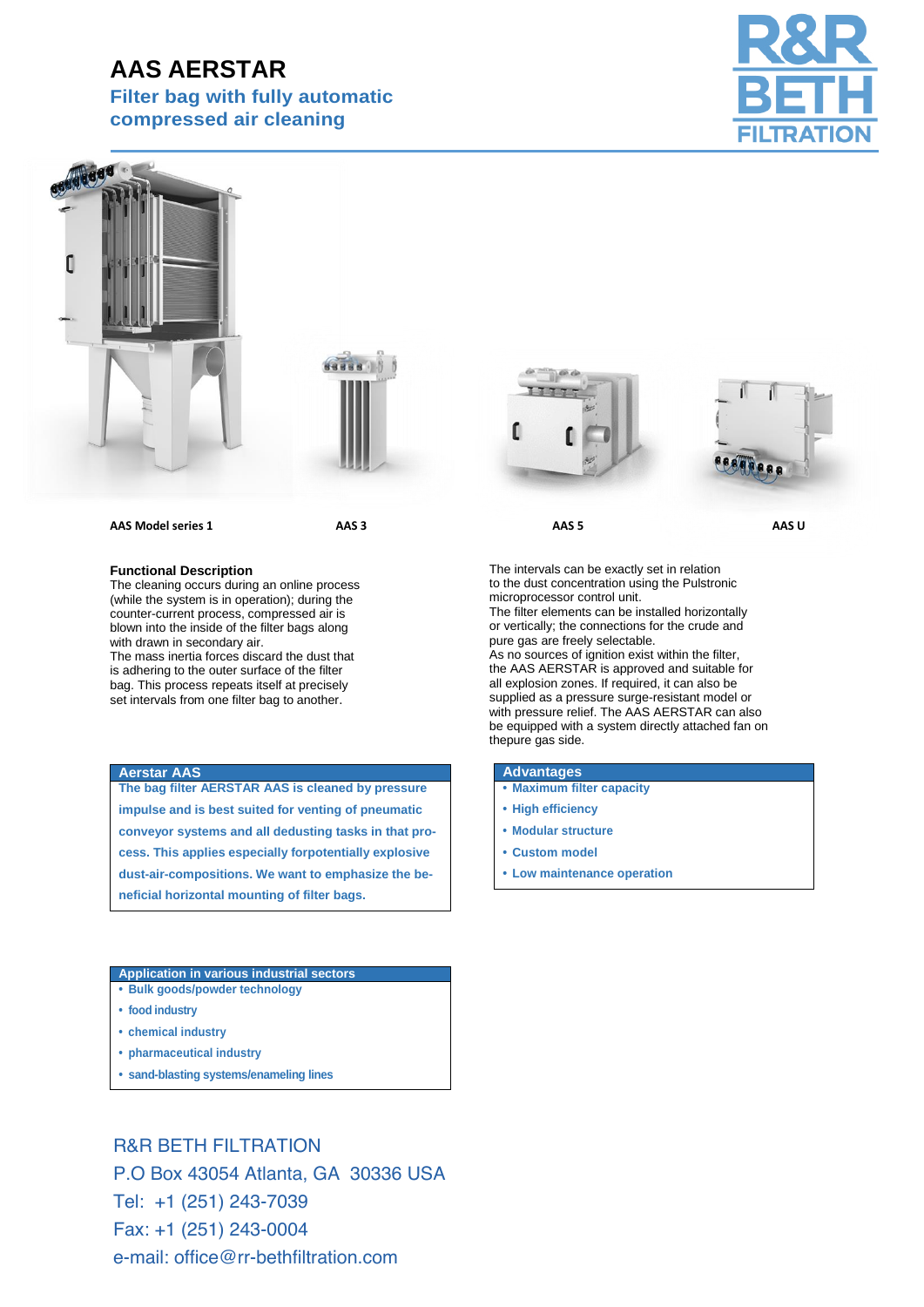# AAS AERSTAR

## Filter bag with fully automatic compressed air cleaning

R&R BETH FILTRATION

AAS Model series 1 | AAS 3 | AAS 5 | AAS U

### Functional Description

The cleaning occurs during an online process (while the system is in operation); during the counter-current process, compressed air is blown into the inside of the filter bags along with drawn in secondary air.
The mass inertia forces discard the dust that is adhering to the outer surface of the filter bag. This process repeats itself at precisely set intervals from one filter bag to another.

The intervals can be exactly set in relation to the dust concentration using the Pulstronic microprocessor control unit.
The filter elements can be installed horizontally or vertically; the connections for the crude and pure gas are freely selectable.
As no sources of ignition exist within the filter, the AAS AERSTAR is approved and suitable for all explosion zones. If required, it can also be supplied as a pressure surge-resistant model or with pressure relief. The AAS AERSTAR can also be equipped with a system directly attached fan on thepure gas side.

### Aerstar AAS

**The bag filter AERSTAR AAS is cleaned by pressure impulse and is best suited for venting of pneumatic conveyor systems and all dedusting tasks in that pro-cess. This applies especially forpotentially explosive dust-air-compositions. We want to emphasize the be-neficial horizontal mounting of filter bags.**

### Advantages

- **Maximum filter capacity**
- **High efficiency**
- **Modular structure**
- **Custom model**
- **Low maintenance operation**

### Application in various industrial sectors

- **Bulk goods/powder technology**
- **food industry**
- **chemical industry**
- **pharmaceutical industry**
- **sand-blasting systems/enameling lines**

R&R BETH FILTRATION
P.O Box 43054 Atlanta, GA 30336 USA
Tel: +1 (251) 243-7039
Fax: +1 (251) 243-0004
e-mail: office@rr-bethfiltration.com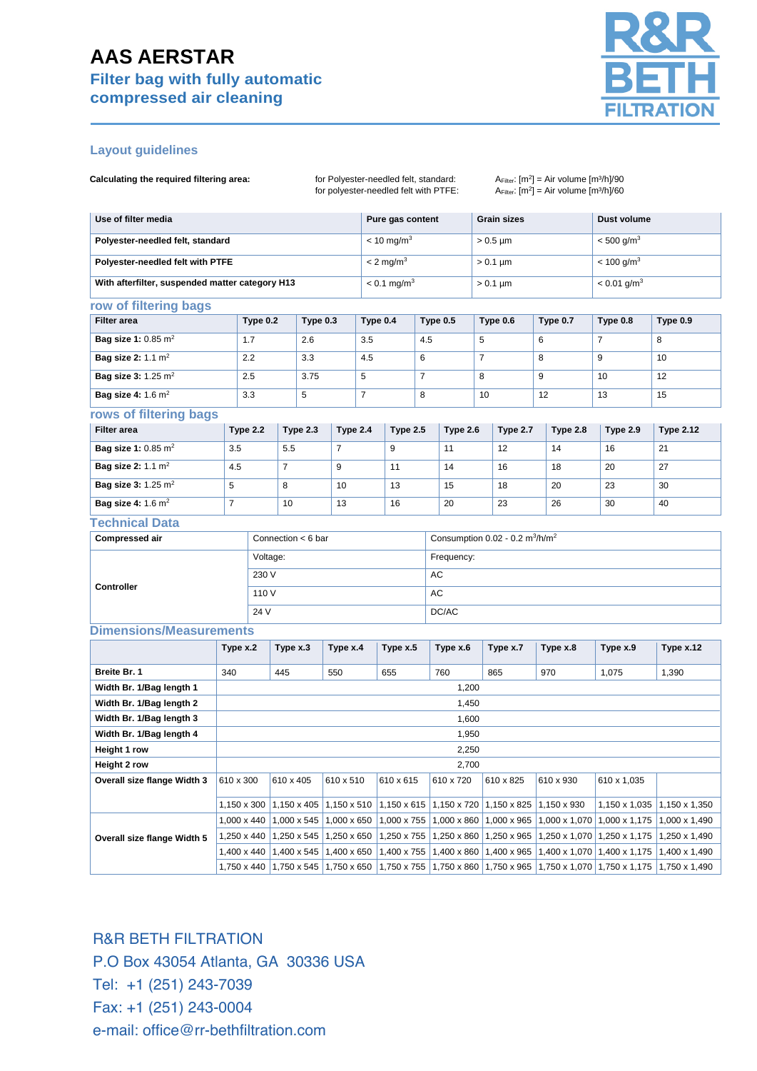# AAS AERSTAR

## Filter bag with fully automatic compressed air cleaning

### Layout guidelines

**Calculating the required filtering area:**

for Polyester-needled felt, standard: $A_{Filter}$: [m²] = Air volume [m³/h]/90
for polyester-needled felt with PTFE: $A_{Filter}$: [m²] = Air volume [m³/h]/60

| Use of filter media | Pure gas content | Grain sizes | Dust volume |
|---|---|---|---|
| **Polyester-needled felt, standard** | < 10 mg/m³ | > 0.5 µm | < 500 g/m³ |
| **Polyester-needled felt with PTFE** | < 2 mg/m³ | > 0.1 µm | < 100 g/m³ |
| **With afterfilter, suspended matter category H13** | < 0.1 mg/m³ | > 0.1 µm | < 0.01 g/m³ |

### row of filtering bags

| Filter area | Type 0.2 | Type 0.3 | Type 0.4 | Type 0.5 | Type 0.6 | Type 0.7 | Type 0.8 | Type 0.9 |
|---|---|---|---|---|---|---|---|---|
| **Bag size 1:** 0.85 m² | 1.7 | 2.6 | 3.5 | 4.5 | 5 | 6 | 7 | 8 |
| **Bag size 2:** 1.1 m² | 2.2 | 3.3 | 4.5 | 6 | 7 | 8 | 9 | 10 |
| **Bag size 3:** 1.25 m² | 2.5 | 3.75 | 5 | 7 | 8 | 9 | 10 | 12 |
| **Bag size 4:** 1.6 m² | 3.3 | 5 | 7 | 8 | 10 | 12 | 13 | 15 |

### rows of filtering bags

| Filter area | Type 2.2 | Type 2.3 | Type 2.4 | Type 2.5 | Type 2.6 | Type 2.7 | Type 2.8 | Type 2.9 | Type 2.12 |
|---|---|---|---|---|---|---|---|---|---|
| **Bag size 1:** 0.85 m² | 3.5 | 5.5 | 7 | 9 | 11 | 12 | 14 | 16 | 21 |
| **Bag size 2:** 1.1 m² | 4.5 | 7 | 9 | 11 | 14 | 16 | 18 | 20 | 27 |
| **Bag size 3:** 1.25 m² | 5 | 8 | 10 | 13 | 15 | 18 | 20 | 23 | 30 |
| **Bag size 4:** 1.6 m² | 7 | 10 | 13 | 16 | 20 | 23 | 26 | 30 | 40 |

### Technical Data

| | | |
|---|---|---|
| **Compressed air** | Connection < 6 bar | Consumption 0.02 - 0.2 m³/h/m² |
| **Controller** | Voltage: | Frequency: |
| | 230 V | AC |
| | 110 V | AC |
| | 24 V | DC/AC |

### Dimensions/Measurements

| | Type x.2 | Type x.3 | Type x.4 | Type x.5 | Type x.6 | Type x.7 | Type x.8 | Type x.9 | Type x.12 |
|---|---|---|---|---|---|---|---|---|---|
| **Breite Br. 1** | 340 | 445 | 550 | 655 | 760 | 865 | 970 | 1,075 | 1,390 |
| **Width Br. 1/Bag length 1** | 1,200 | | | | | | | | |
| **Width Br. 1/Bag length 2** | 1,450 | | | | | | | | |
| **Width Br. 1/Bag length 3** | 1,600 | | | | | | | | |
| **Width Br. 1/Bag length 4** | 1,950 | | | | | | | | |
| **Height 1 row** | 2,250 | | | | | | | | |
| **Height 2 row** | 2,700 | | | | | | | | |
| **Overall size flange Width 3** | 610 x 300 | 610 x 405 | 610 x 510 | 610 x 615 | 610 x 720 | 610 x 825 | 610 x 930 | 610 x 1,035 | |
| | 1,150 x 300 | 1,150 x 405 | 1,150 x 510 | 1,150 x 615 | 1,150 x 720 | 1,150 x 825 | 1,150 x 930 | 1,150 x 1,035 | 1,150 x 1,350 |
| **Overall size flange Width 5** | 1,000 x 440 | 1,000 x 545 | 1,000 x 650 | 1,000 x 755 | 1,000 x 860 | 1,000 x 965 | 1,000 x 1,070 | 1,000 x 1,175 | 1,000 x 1,490 |
| | 1,250 x 440 | 1,250 x 545 | 1,250 x 650 | 1,250 x 755 | 1,250 x 860 | 1,250 x 965 | 1,250 x 1,070 | 1,250 x 1,175 | 1,250 x 1,490 |
| | 1,400 x 440 | 1,400 x 545 | 1,400 x 650 | 1,400 x 755 | 1,400 x 860 | 1,400 x 965 | 1,400 x 1,070 | 1,400 x 1,175 | 1,400 x 1,490 |
| | 1,750 x 440 | 1,750 x 545 | 1,750 x 650 | 1,750 x 755 | 1,750 x 860 | 1,750 x 965 | 1,750 x 1,070 | 1,750 x 1,175 | 1,750 x 1,490 |

R&R BETH FILTRATION
P.O Box 43054 Atlanta, GA 30336 USA
Tel: +1 (251) 243-7039
Fax: +1 (251) 243-0004
e-mail: office@rr-bethfiltration.com